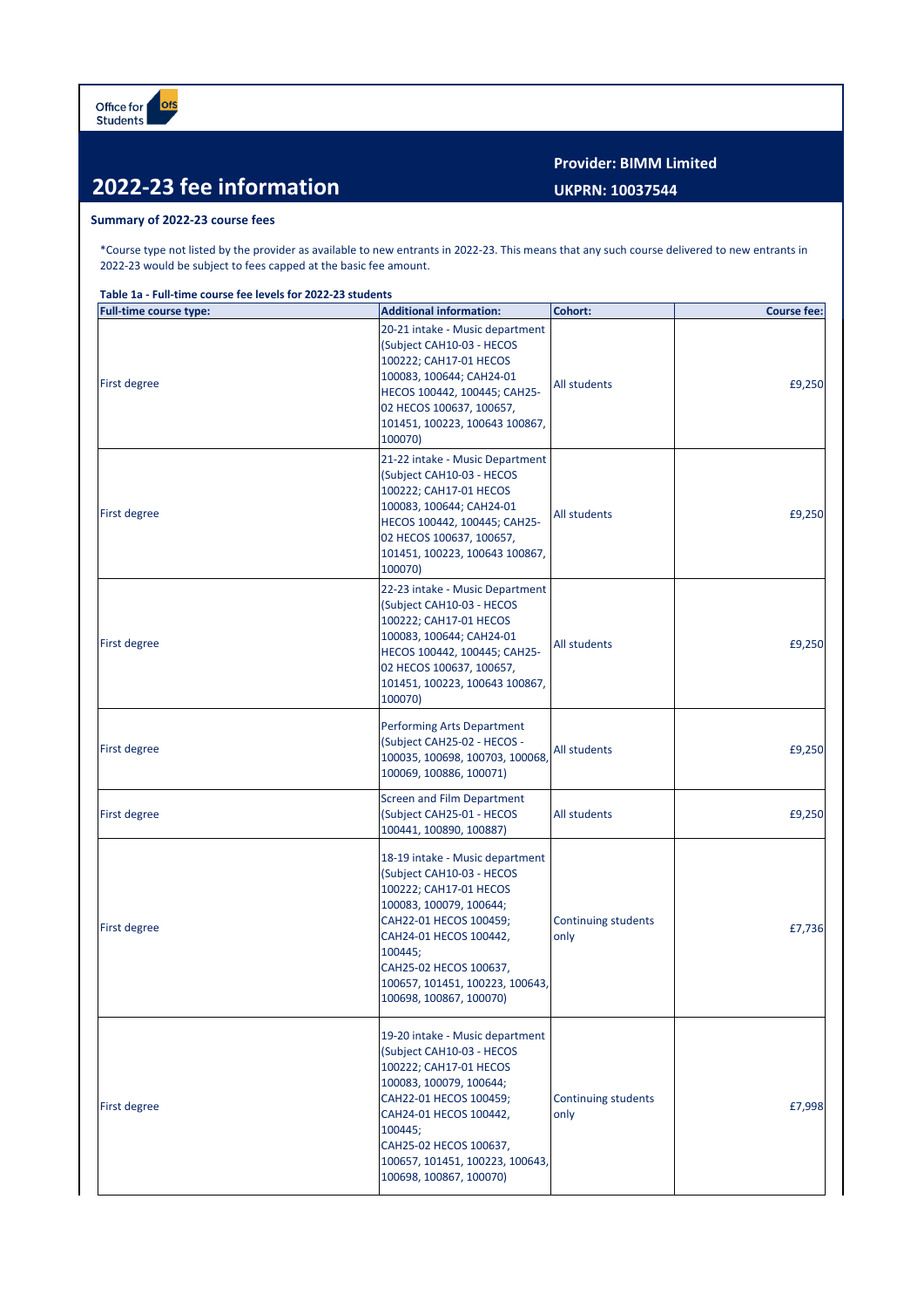Office for Students

# 2022-23 fee information

**Provider: BIMM Limited**

**UKPRN: 10037544**

## Summary of 2022-23 course fees

*Course type not listed by the provider as available to new entrants in 2022-23. This means that any such course delivered to new entrants in 2022-23 would be subject to fees capped at the basic fee amount.

**Table 1a - Full-time course fee levels for 2022-23 students**

| Full-time course type: | Additional information: | Cohort: | Course fee: |
|---|---|---|---|
| First degree | 20-21 intake - Music department (Subject CAH10-03 - HECOS 100222; CAH17-01 HECOS 100083, 100644; CAH24-01 HECOS 100442, 100445; CAH25-02 HECOS 100637, 100657, 101451, 100223, 100643 100867, 100070) | All students | £9,250 |
| First degree | 21-22 intake - Music Department (Subject CAH10-03 - HECOS 100222; CAH17-01 HECOS 100083, 100644; CAH24-01 HECOS 100442, 100445; CAH25-02 HECOS 100637, 100657, 101451, 100223, 100643 100867, 100070) | All students | £9,250 |
| First degree | 22-23 intake - Music Department (Subject CAH10-03 - HECOS 100222; CAH17-01 HECOS 100083, 100644; CAH24-01 HECOS 100442, 100445; CAH25-02 HECOS 100637, 100657, 101451, 100223, 100643 100867, 100070) | All students | £9,250 |
| First degree | Performing Arts Department (Subject CAH25-02 - HECOS - 100035, 100698, 100703, 100068, 100069, 100886, 100071) | All students | £9,250 |
| First degree | Screen and Film Department (Subject CAH25-01 - HECOS 100441, 100890, 100887) | All students | £9,250 |
| First degree | 18-19 intake - Music department (Subject CAH10-03 - HECOS 100222; CAH17-01 HECOS 100083, 100079, 100644; CAH22-01 HECOS 100459; CAH24-01 HECOS 100442, 100445; CAH25-02 HECOS 100637, 100657, 101451, 100223, 100643, 100698, 100867, 100070) | Continuing students only | £7,736 |
| First degree | 19-20 intake - Music department (Subject CAH10-03 - HECOS 100222; CAH17-01 HECOS 100083, 100079, 100644; CAH22-01 HECOS 100459; CAH24-01 HECOS 100442, 100445; CAH25-02 HECOS 100637, 100657, 101451, 100223, 100643, 100698, 100867, 100070) | Continuing students only | £7,998 |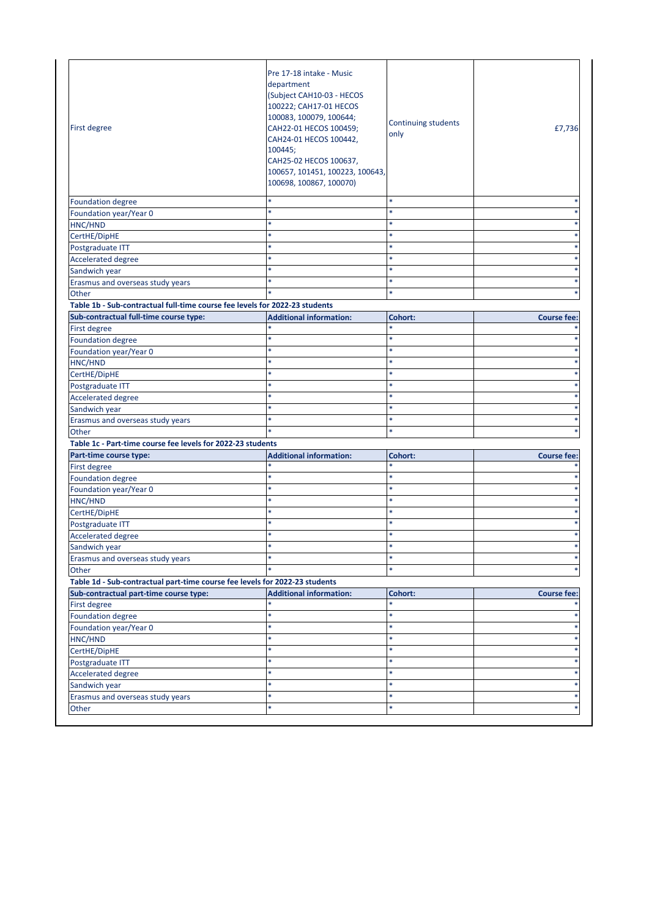| | | | |
|---|---|---|---|
| First degree | Pre 17-18 intake - Music department (Subject CAH10-03 - HECOS 100222; CAH17-01 HECOS 100083, 100079, 100644; CAH22-01 HECOS 100459; CAH24-01 HECOS 100442, 100445; CAH25-02 HECOS 100637, 100657, 101451, 100223, 100643, 100698, 100867, 100070) | Continuing students only | £7,736 |
| Foundation degree | * | * | * |
| Foundation year/Year 0 | * | * | * |
| HNC/HND | * | * | * |
| CertHE/DipHE | * | * | * |
| Postgraduate ITT | * | * | * |
| Accelerated degree | * | * | * |
| Sandwich year | * | * | * |
| Erasmus and overseas study years | * | * | * |
| Other | * | * | * |

**Table 1b - Sub-contractual full-time course fee levels for 2022-23 students**

| Sub-contractual full-time course type: | Additional information: | Cohort: | Course fee: |
|---|---|---|---|
| First degree | * | * | * |
| Foundation degree | * | * | * |
| Foundation year/Year 0 | * | * | * |
| HNC/HND | * | * | * |
| CertHE/DipHE | * | * | * |
| Postgraduate ITT | * | * | * |
| Accelerated degree | * | * | * |
| Sandwich year | * | * | * |
| Erasmus and overseas study years | * | * | * |
| Other | * | * | * |

**Table 1c - Part-time course fee levels for 2022-23 students**

| Part-time course type: | Additional information: | Cohort: | Course fee: |
|---|---|---|---|
| First degree | * | * | * |
| Foundation degree | * | * | * |
| Foundation year/Year 0 | * | * | * |
| HNC/HND | * | * | * |
| CertHE/DipHE | * | * | * |
| Postgraduate ITT | * | * | * |
| Accelerated degree | * | * | * |
| Sandwich year | * | * | * |
| Erasmus and overseas study years | * | * | * |
| Other | * | * | * |

**Table 1d - Sub-contractual part-time course fee levels for 2022-23 students**

| Sub-contractual part-time course type: | Additional information: | Cohort: | Course fee: |
|---|---|---|---|
| First degree | * | * | * |
| Foundation degree | * | * | * |
| Foundation year/Year 0 | * | * | * |
| HNC/HND | * | * | * |
| CertHE/DipHE | * | * | * |
| Postgraduate ITT | * | * | * |
| Accelerated degree | * | * | * |
| Sandwich year | * | * | * |
| Erasmus and overseas study years | * | * | * |
| Other | * | * | * |